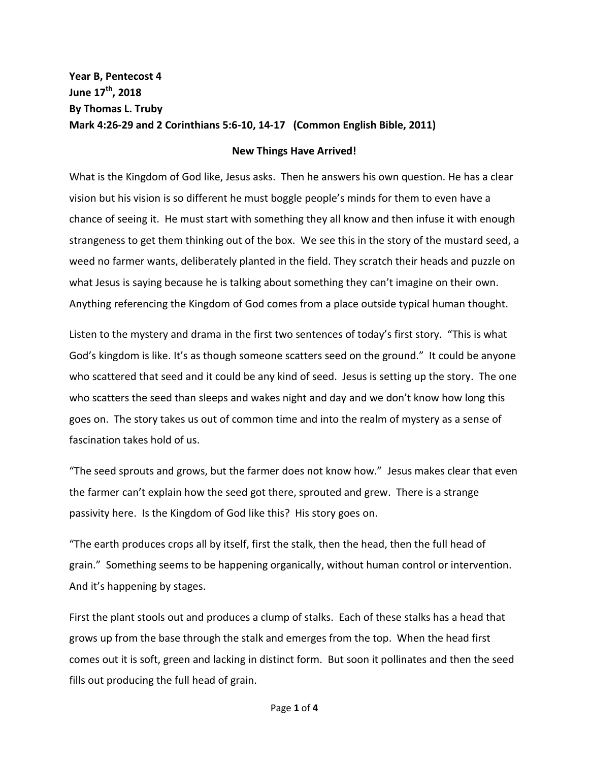**Year B, Pentecost 4**
**June 17th, 2018**
**By Thomas L. Truby**
**Mark 4:26-29 and 2 Corinthians 5:6-10, 14-17 (Common English Bible, 2011)**

## New Things Have Arrived!

What is the Kingdom of God like, Jesus asks. Then he answers his own question. He has a clear vision but his vision is so different he must boggle people's minds for them to even have a chance of seeing it. He must start with something they all know and then infuse it with enough strangeness to get them thinking out of the box. We see this in the story of the mustard seed, a weed no farmer wants, deliberately planted in the field. They scratch their heads and puzzle on what Jesus is saying because he is talking about something they can't imagine on their own. Anything referencing the Kingdom of God comes from a place outside typical human thought.

Listen to the mystery and drama in the first two sentences of today's first story. "This is what God's kingdom is like. It's as though someone scatters seed on the ground." It could be anyone who scattered that seed and it could be any kind of seed. Jesus is setting up the story. The one who scatters the seed than sleeps and wakes night and day and we don't know how long this goes on. The story takes us out of common time and into the realm of mystery as a sense of fascination takes hold of us.

"The seed sprouts and grows, but the farmer does not know how." Jesus makes clear that even the farmer can't explain how the seed got there, sprouted and grew. There is a strange passivity here. Is the Kingdom of God like this? His story goes on.

"The earth produces crops all by itself, first the stalk, then the head, then the full head of grain." Something seems to be happening organically, without human control or intervention. And it's happening by stages.

First the plant stools out and produces a clump of stalks. Each of these stalks has a head that grows up from the base through the stalk and emerges from the top. When the head first comes out it is soft, green and lacking in distinct form. But soon it pollinates and then the seed fills out producing the full head of grain.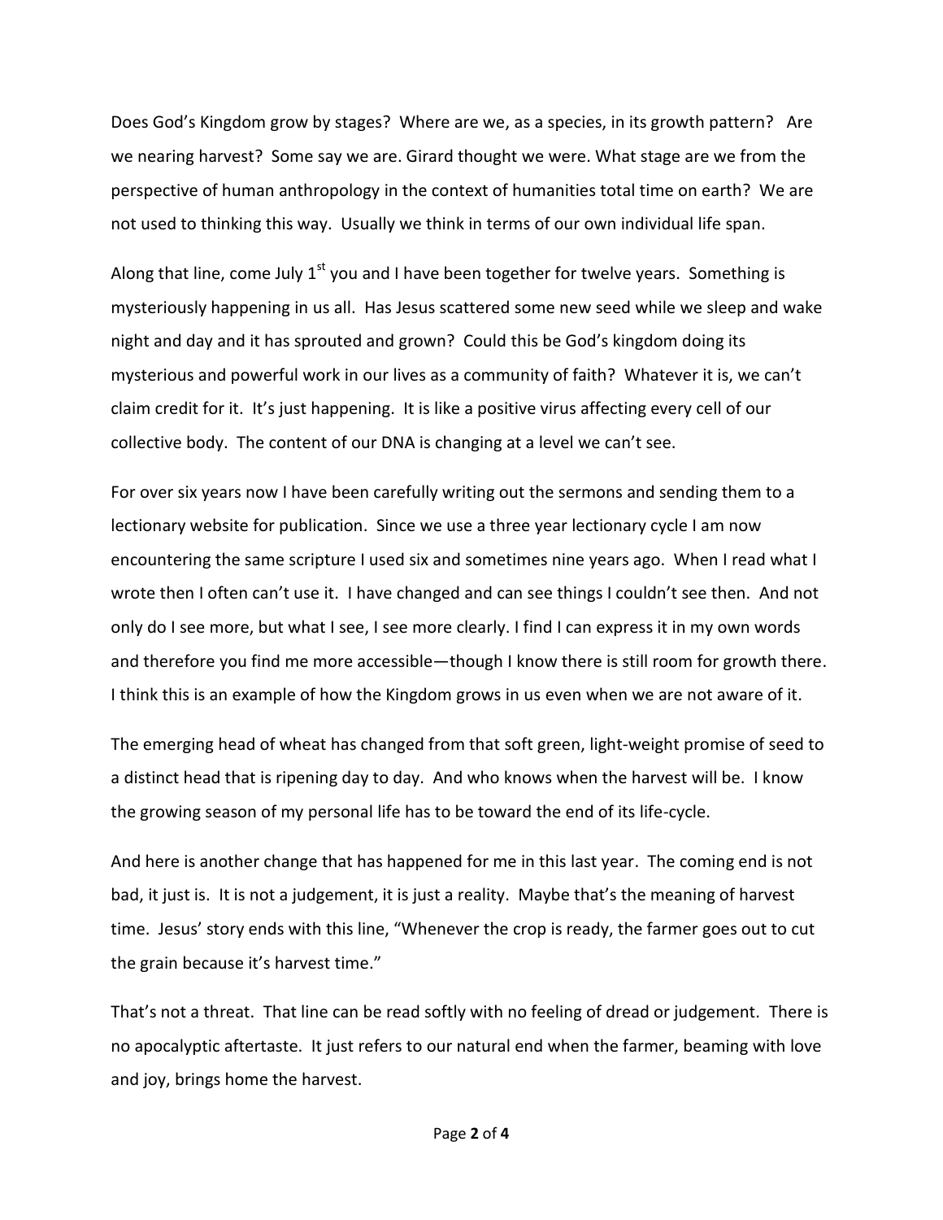Does God's Kingdom grow by stages? Where are we, as a species, in its growth pattern? Are we nearing harvest? Some say we are. Girard thought we were. What stage are we from the perspective of human anthropology in the context of humanities total time on earth? We are not used to thinking this way. Usually we think in terms of our own individual life span.

Along that line, come July 1st you and I have been together for twelve years. Something is mysteriously happening in us all. Has Jesus scattered some new seed while we sleep and wake night and day and it has sprouted and grown? Could this be God's kingdom doing its mysterious and powerful work in our lives as a community of faith? Whatever it is, we can't claim credit for it. It's just happening. It is like a positive virus affecting every cell of our collective body. The content of our DNA is changing at a level we can't see.

For over six years now I have been carefully writing out the sermons and sending them to a lectionary website for publication. Since we use a three year lectionary cycle I am now encountering the same scripture I used six and sometimes nine years ago. When I read what I wrote then I often can't use it. I have changed and can see things I couldn't see then. And not only do I see more, but what I see, I see more clearly. I find I can express it in my own words and therefore you find me more accessible—though I know there is still room for growth there. I think this is an example of how the Kingdom grows in us even when we are not aware of it.

The emerging head of wheat has changed from that soft green, light-weight promise of seed to a distinct head that is ripening day to day. And who knows when the harvest will be. I know the growing season of my personal life has to be toward the end of its life-cycle.

And here is another change that has happened for me in this last year. The coming end is not bad, it just is. It is not a judgement, it is just a reality. Maybe that's the meaning of harvest time. Jesus' story ends with this line, "Whenever the crop is ready, the farmer goes out to cut the grain because it's harvest time."

That's not a threat. That line can be read softly with no feeling of dread or judgement. There is no apocalyptic aftertaste. It just refers to our natural end when the farmer, beaming with love and joy, brings home the harvest.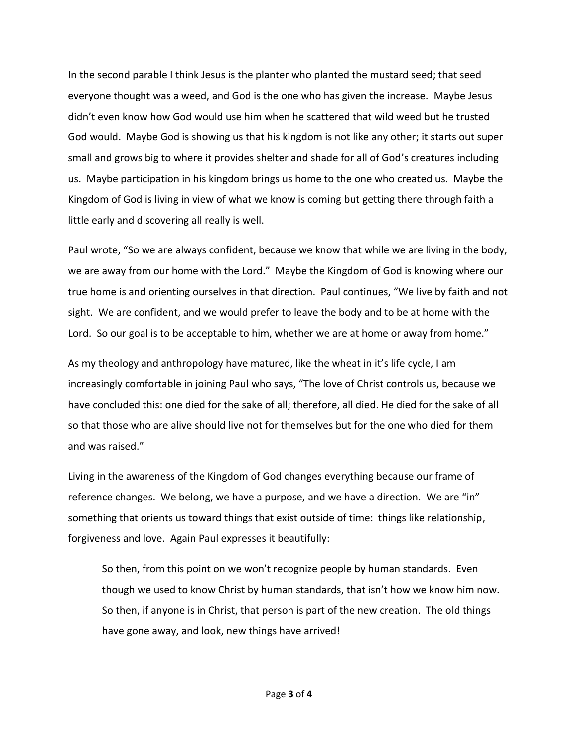In the second parable I think Jesus is the planter who planted the mustard seed; that seed everyone thought was a weed, and God is the one who has given the increase. Maybe Jesus didn't even know how God would use him when he scattered that wild weed but he trusted God would. Maybe God is showing us that his kingdom is not like any other; it starts out super small and grows big to where it provides shelter and shade for all of God's creatures including us. Maybe participation in his kingdom brings us home to the one who created us. Maybe the Kingdom of God is living in view of what we know is coming but getting there through faith a little early and discovering all really is well.

Paul wrote, "So we are always confident, because we know that while we are living in the body, we are away from our home with the Lord." Maybe the Kingdom of God is knowing where our true home is and orienting ourselves in that direction. Paul continues, "We live by faith and not sight. We are confident, and we would prefer to leave the body and to be at home with the Lord. So our goal is to be acceptable to him, whether we are at home or away from home."

As my theology and anthropology have matured, like the wheat in it's life cycle, I am increasingly comfortable in joining Paul who says, "The love of Christ controls us, because we have concluded this: one died for the sake of all; therefore, all died. He died for the sake of all so that those who are alive should live not for themselves but for the one who died for them and was raised."

Living in the awareness of the Kingdom of God changes everything because our frame of reference changes. We belong, we have a purpose, and we have a direction. We are "in" something that orients us toward things that exist outside of time: things like relationship, forgiveness and love. Again Paul expresses it beautifully:

> So then, from this point on we won't recognize people by human standards. Even though we used to know Christ by human standards, that isn't how we know him now. So then, if anyone is in Christ, that person is part of the new creation. The old things have gone away, and look, new things have arrived!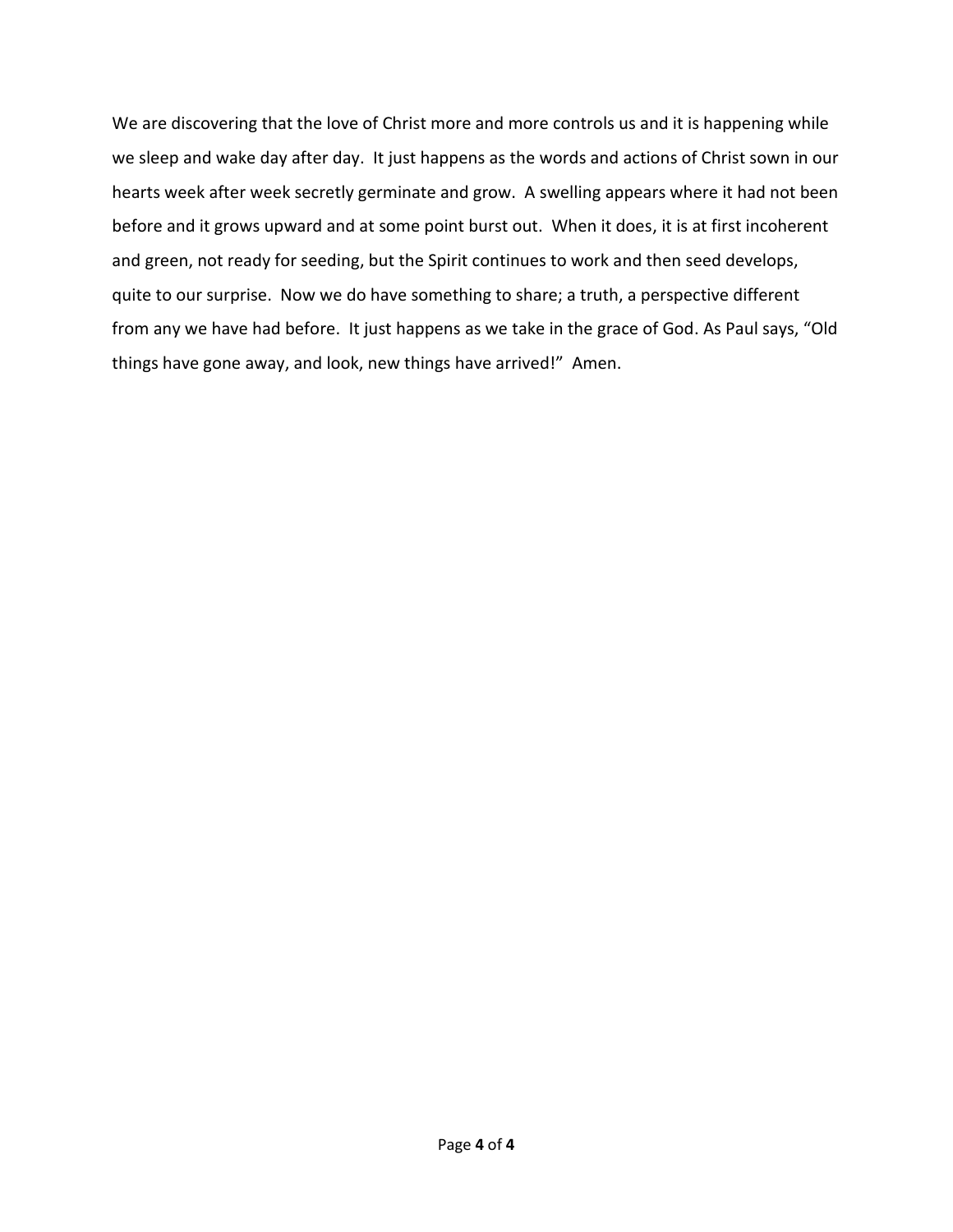We are discovering that the love of Christ more and more controls us and it is happening while we sleep and wake day after day. It just happens as the words and actions of Christ sown in our hearts week after week secretly germinate and grow. A swelling appears where it had not been before and it grows upward and at some point burst out. When it does, it is at first incoherent and green, not ready for seeding, but the Spirit continues to work and then seed develops, quite to our surprise. Now we do have something to share; a truth, a perspective different from any we have had before. It just happens as we take in the grace of God. As Paul says, "Old things have gone away, and look, new things have arrived!" Amen.